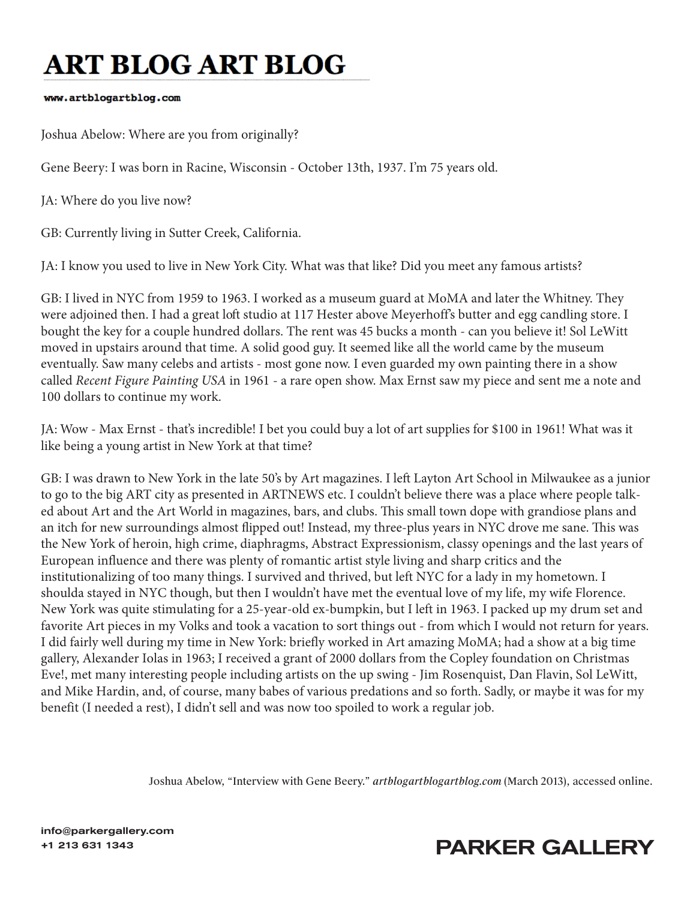# ART BLOG ART BLOG

**www.artblogartblog.com**

Joshua Abelow: Where are you from originally?

Gene Beery: I was born in Racine, Wisconsin - October 13th, 1937. I'm 75 years old.

JA: Where do you live now?

GB: Currently living in Sutter Creek, California.

JA: I know you used to live in New York City. What was that like? Did you meet any famous artists?

GB: I lived in NYC from 1959 to 1963. I worked as a museum guard at MoMA and later the Whitney. They were adjoined then. I had a great loft studio at 117 Hester above Meyerhoff's butter and egg candling store. I bought the key for a couple hundred dollars. The rent was 45 bucks a month - can you believe it! Sol LeWitt moved in upstairs around that time. A solid good guy. It seemed like all the world came by the museum eventually. Saw many celebs and artists - most gone now. I even guarded my own painting there in a show called *Recent Figure Painting USA* in 1961 - a rare open show. Max Ernst saw my piece and sent me a note and 100 dollars to continue my work.

JA: Wow - Max Ernst - that's incredible! I bet you could buy a lot of art supplies for $100 in 1961! What was it like being a young artist in New York at that time?

GB: I was drawn to New York in the late 50's by Art magazines. I left Layton Art School in Milwaukee as a junior to go to the big ART city as presented in ARTNEWS etc. I couldn't believe there was a place where people talked about Art and the Art World in magazines, bars, and clubs. This small town dope with grandiose plans and an itch for new surroundings almost flipped out! Instead, my three-plus years in NYC drove me sane. This was the New York of heroin, high crime, diaphragms, Abstract Expressionism, classy openings and the last years of European influence and there was plenty of romantic artist style living and sharp critics and the institutionalizing of too many things. I survived and thrived, but left NYC for a lady in my hometown. I shoulda stayed in NYC though, but then I wouldn't have met the eventual love of my life, my wife Florence. New York was quite stimulating for a 25-year-old ex-bumpkin, but I left in 1963. I packed up my drum set and favorite Art pieces in my Volks and took a vacation to sort things out - from which I would not return for years. I did fairly well during my time in New York: briefly worked in Art amazing MoMA; had a show at a big time gallery, Alexander Iolas in 1963; I received a grant of 2000 dollars from the Copley foundation on Christmas Eve!, met many interesting people including artists on the up swing - Jim Rosenquist, Dan Flavin, Sol LeWitt, and Mike Hardin, and, of course, many babes of various predations and so forth. Sadly, or maybe it was for my benefit (I needed a rest), I didn't sell and was now too spoiled to work a regular job.

Joshua Abelow, "Interview with Gene Beery." *artblogartblogartblog.com* (March 2013), accessed online.

info@parkergallery.com
+1 213 631 1343

PARKER GALLERY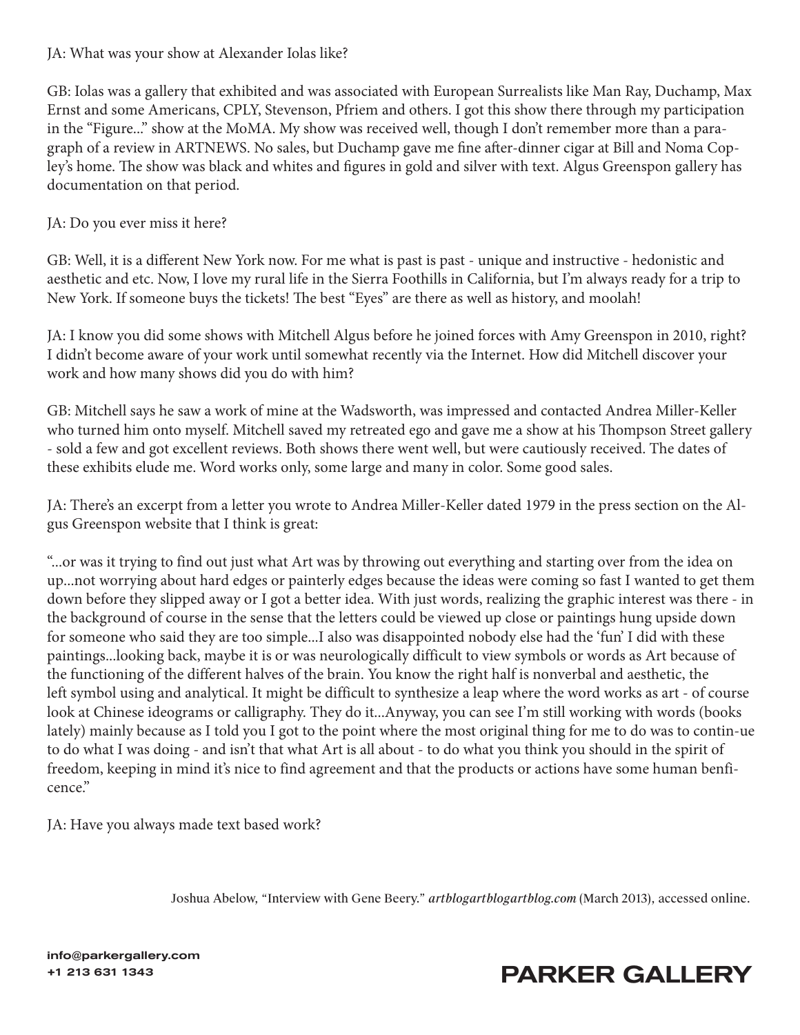JA: What was your show at Alexander Iolas like?

GB: Iolas was a gallery that exhibited and was associated with European Surrealists like Man Ray, Duchamp, Max Ernst and some Americans, CPLY, Stevenson, Pfriem and others. I got this show there through my participation in the "Figure..." show at the MoMA. My show was received well, though I don't remember more than a paragraph of a review in ARTNEWS. No sales, but Duchamp gave me fine after-dinner cigar at Bill and Noma Copley's home. The show was black and whites and figures in gold and silver with text. Algus Greenspon gallery has documentation on that period.

JA: Do you ever miss it here?

GB: Well, it is a different New York now. For me what is past is past - unique and instructive - hedonistic and aesthetic and etc. Now, I love my rural life in the Sierra Foothills in California, but I'm always ready for a trip to New York. If someone buys the tickets! The best "Eyes" are there as well as history, and moolah!

JA: I know you did some shows with Mitchell Algus before he joined forces with Amy Greenspon in 2010, right? I didn't become aware of your work until somewhat recently via the Internet. How did Mitchell discover your work and how many shows did you do with him?

GB: Mitchell says he saw a work of mine at the Wadsworth, was impressed and contacted Andrea Miller-Keller who turned him onto myself. Mitchell saved my retreated ego and gave me a show at his Thompson Street gallery - sold a few and got excellent reviews. Both shows there went well, but were cautiously received. The dates of these exhibits elude me. Word works only, some large and many in color. Some good sales.

JA: There's an excerpt from a letter you wrote to Andrea Miller-Keller dated 1979 in the press section on the Algus Greenspon website that I think is great:

"...or was it trying to find out just what Art was by throwing out everything and starting over from the idea on up...not worrying about hard edges or painterly edges because the ideas were coming so fast I wanted to get them down before they slipped away or I got a better idea. With just words, realizing the graphic interest was there - in the background of course in the sense that the letters could be viewed up close or paintings hung upside down for someone who said they are too simple...I also was disappointed nobody else had the 'fun' I did with these paintings...looking back, maybe it is or was neurologically difficult to view symbols or words as Art because of the functioning of the different halves of the brain. You know the right half is nonverbal and aesthetic, the left symbol using and analytical. It might be difficult to synthesize a leap where the word works as art - of course look at Chinese ideograms or calligraphy. They do it...Anyway, you can see I'm still working with words (books lately) mainly because as I told you I got to the point where the most original thing for me to do was to contin-ue to do what I was doing - and isn't that what Art is all about - to do what you think you should in the spirit of freedom, keeping in mind it's nice to find agreement and that the products or actions have some human benficence."

JA: Have you always made text based work?

Joshua Abelow, "Interview with Gene Beery." *artblogartblogartblog.com* (March 2013), accessed online.

info@parkergallery.com
+1 213 631 1343

PARKER GALLERY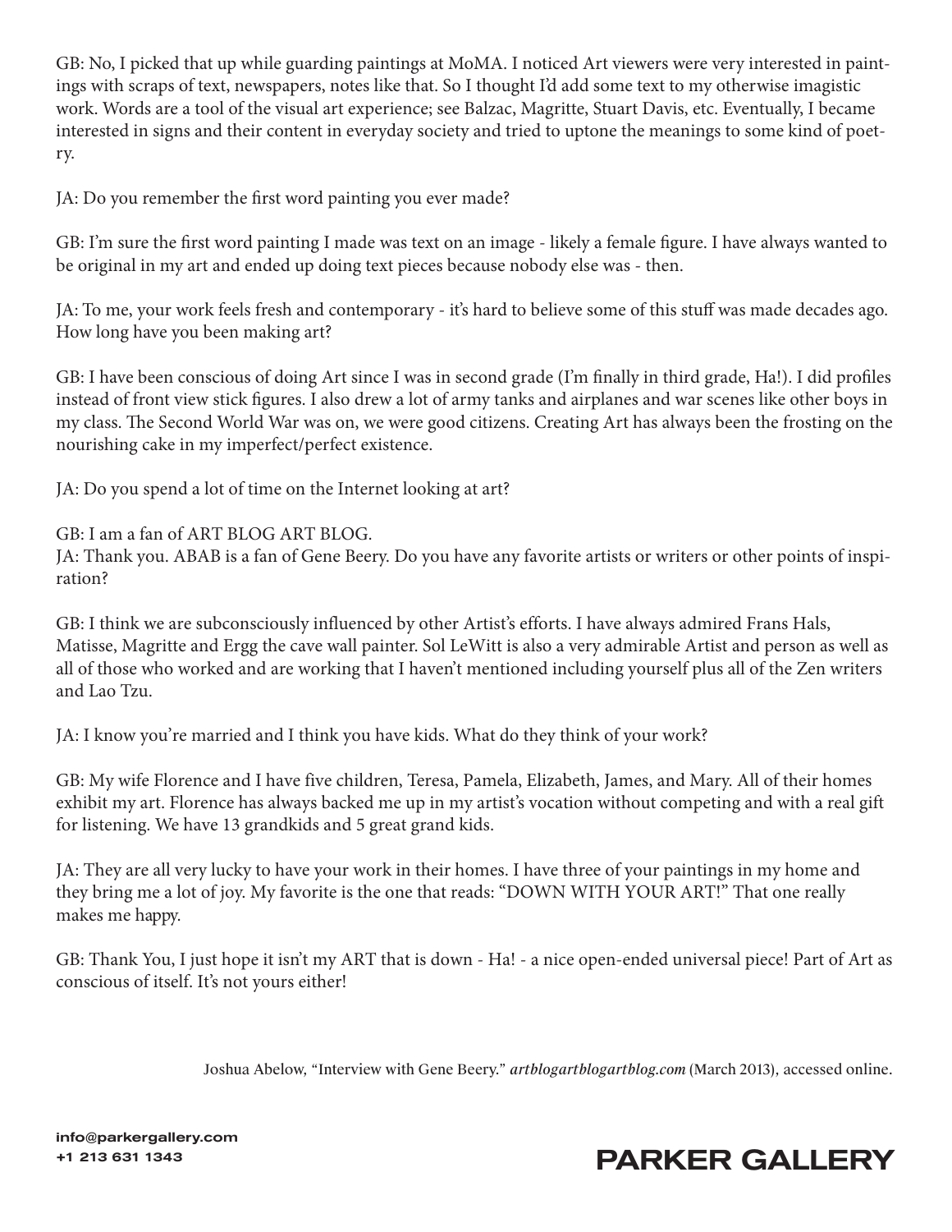GB: No, I picked that up while guarding paintings at MoMA. I noticed Art viewers were very interested in paintings with scraps of text, newspapers, notes like that. So I thought I'd add some text to my otherwise imagistic work. Words are a tool of the visual art experience; see Balzac, Magritte, Stuart Davis, etc. Eventually, I became interested in signs and their content in everyday society and tried to uptone the meanings to some kind of poetry.

JA: Do you remember the first word painting you ever made?

GB: I'm sure the first word painting I made was text on an image - likely a female figure. I have always wanted to be original in my art and ended up doing text pieces because nobody else was - then.

JA: To me, your work feels fresh and contemporary - it's hard to believe some of this stuff was made decades ago. How long have you been making art?

GB: I have been conscious of doing Art since I was in second grade (I'm finally in third grade, Ha!). I did profiles instead of front view stick figures. I also drew a lot of army tanks and airplanes and war scenes like other boys in my class. The Second World War was on, we were good citizens. Creating Art has always been the frosting on the nourishing cake in my imperfect/perfect existence.

JA: Do you spend a lot of time on the Internet looking at art?

GB: I am a fan of ART BLOG ART BLOG.
JA: Thank you. ABAB is a fan of Gene Beery. Do you have any favorite artists or writers or other points of inspiration?

GB: I think we are subconsciously influenced by other Artist's efforts. I have always admired Frans Hals, Matisse, Magritte and Ergg the cave wall painter. Sol LeWitt is also a very admirable Artist and person as well as all of those who worked and are working that I haven't mentioned including yourself plus all of the Zen writers and Lao Tzu.

JA: I know you're married and I think you have kids. What do they think of your work?

GB: My wife Florence and I have five children, Teresa, Pamela, Elizabeth, James, and Mary. All of their homes exhibit my art. Florence has always backed me up in my artist's vocation without competing and with a real gift for listening. We have 13 grandkids and 5 great grand kids.

JA: They are all very lucky to have your work in their homes. I have three of your paintings in my home and they bring me a lot of joy. My favorite is the one that reads: "DOWN WITH YOUR ART!" That one really makes me happy.

GB: Thank You, I just hope it isn't my ART that is down - Ha! - a nice open-ended universal piece! Part of Art as conscious of itself. It's not yours either!

Joshua Abelow, "Interview with Gene Beery." *artblogartblogartblog.com* (March 2013), accessed online.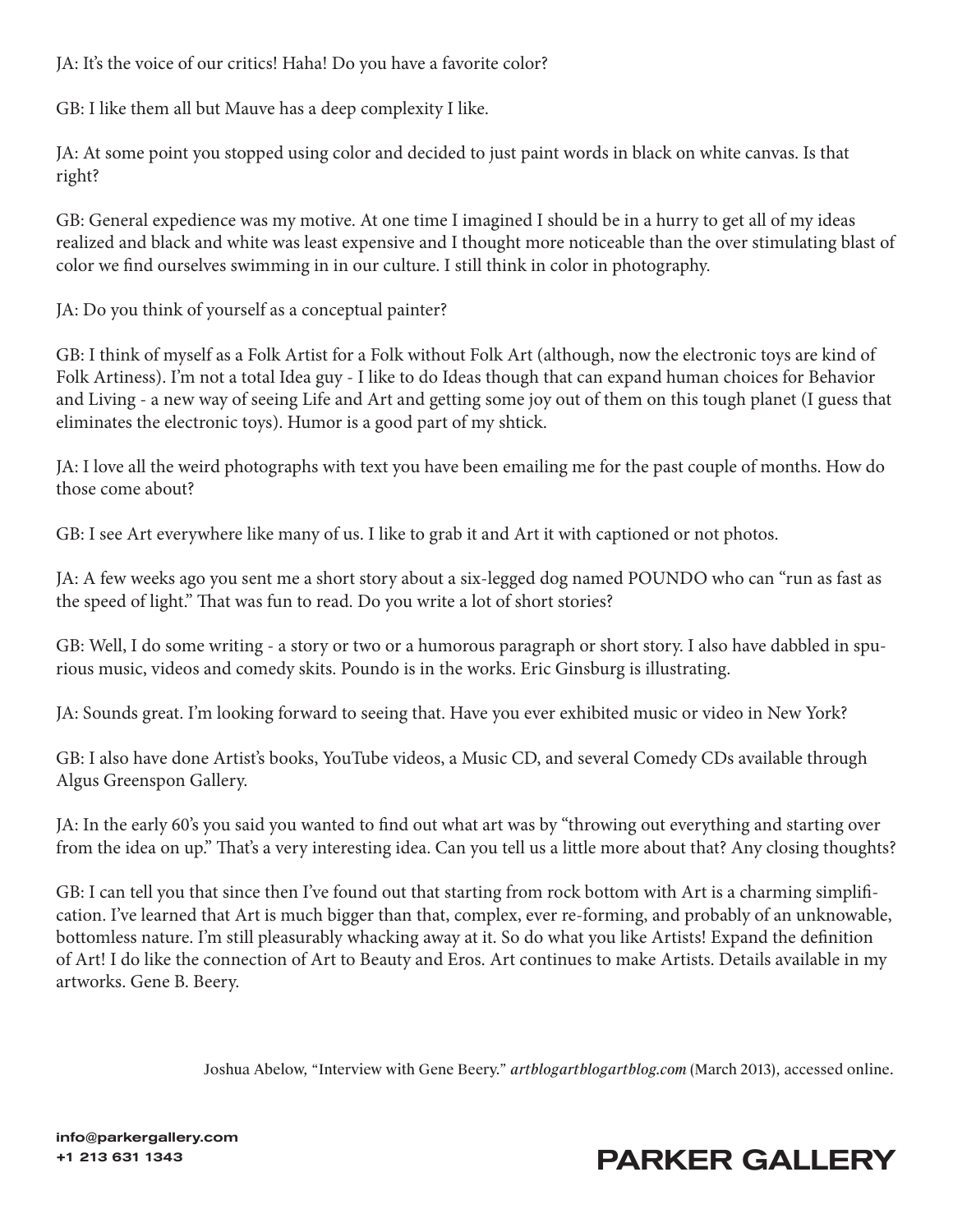JA: It's the voice of our critics! Haha! Do you have a favorite color?

GB: I like them all but Mauve has a deep complexity I like.

JA: At some point you stopped using color and decided to just paint words in black on white canvas. Is that right?

GB: General expedience was my motive. At one time I imagined I should be in a hurry to get all of my ideas realized and black and white was least expensive and I thought more noticeable than the over stimulating blast of color we find ourselves swimming in in our culture. I still think in color in photography.

JA: Do you think of yourself as a conceptual painter?

GB: I think of myself as a Folk Artist for a Folk without Folk Art (although, now the electronic toys are kind of Folk Artiness). I'm not a total Idea guy - I like to do Ideas though that can expand human choices for Behavior and Living - a new way of seeing Life and Art and getting some joy out of them on this tough planet (I guess that eliminates the electronic toys). Humor is a good part of my shtick.

JA: I love all the weird photographs with text you have been emailing me for the past couple of months. How do those come about?

GB: I see Art everywhere like many of us. I like to grab it and Art it with captioned or not photos.

JA: A few weeks ago you sent me a short story about a six-legged dog named POUNDO who can "run as fast as the speed of light." That was fun to read. Do you write a lot of short stories?

GB: Well, I do some writing - a story or two or a humorous paragraph or short story. I also have dabbled in spurious music, videos and comedy skits. Poundo is in the works. Eric Ginsburg is illustrating.

JA: Sounds great. I'm looking forward to seeing that. Have you ever exhibited music or video in New York?

GB: I also have done Artist's books, YouTube videos, a Music CD, and several Comedy CDs available through Algus Greenspon Gallery.

JA: In the early 60's you said you wanted to find out what art was by "throwing out everything and starting over from the idea on up." That's a very interesting idea. Can you tell us a little more about that? Any closing thoughts?

GB: I can tell you that since then I've found out that starting from rock bottom with Art is a charming simplification. I've learned that Art is much bigger than that, complex, ever re-forming, and probably of an unknowable, bottomless nature. I'm still pleasurably whacking away at it. So do what you like Artists! Expand the definition of Art! I do like the connection of Art to Beauty and Eros. Art continues to make Artists. Details available in my artworks. Gene B. Beery.

Joshua Abelow, "Interview with Gene Beery." *artblogartblogartblog.com* (March 2013), accessed online.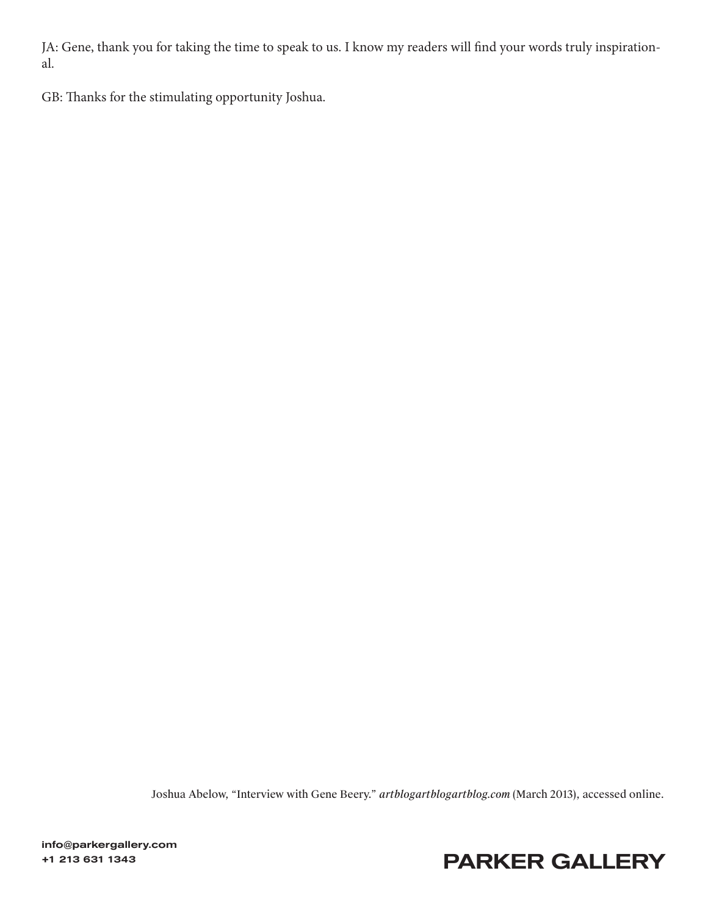JA: Gene, thank you for taking the time to speak to us. I know my readers will find your words truly inspirational.

GB: Thanks for the stimulating opportunity Joshua.

Joshua Abelow, "Interview with Gene Beery." *artblogartblogartblog.com* (March 2013), accessed online.